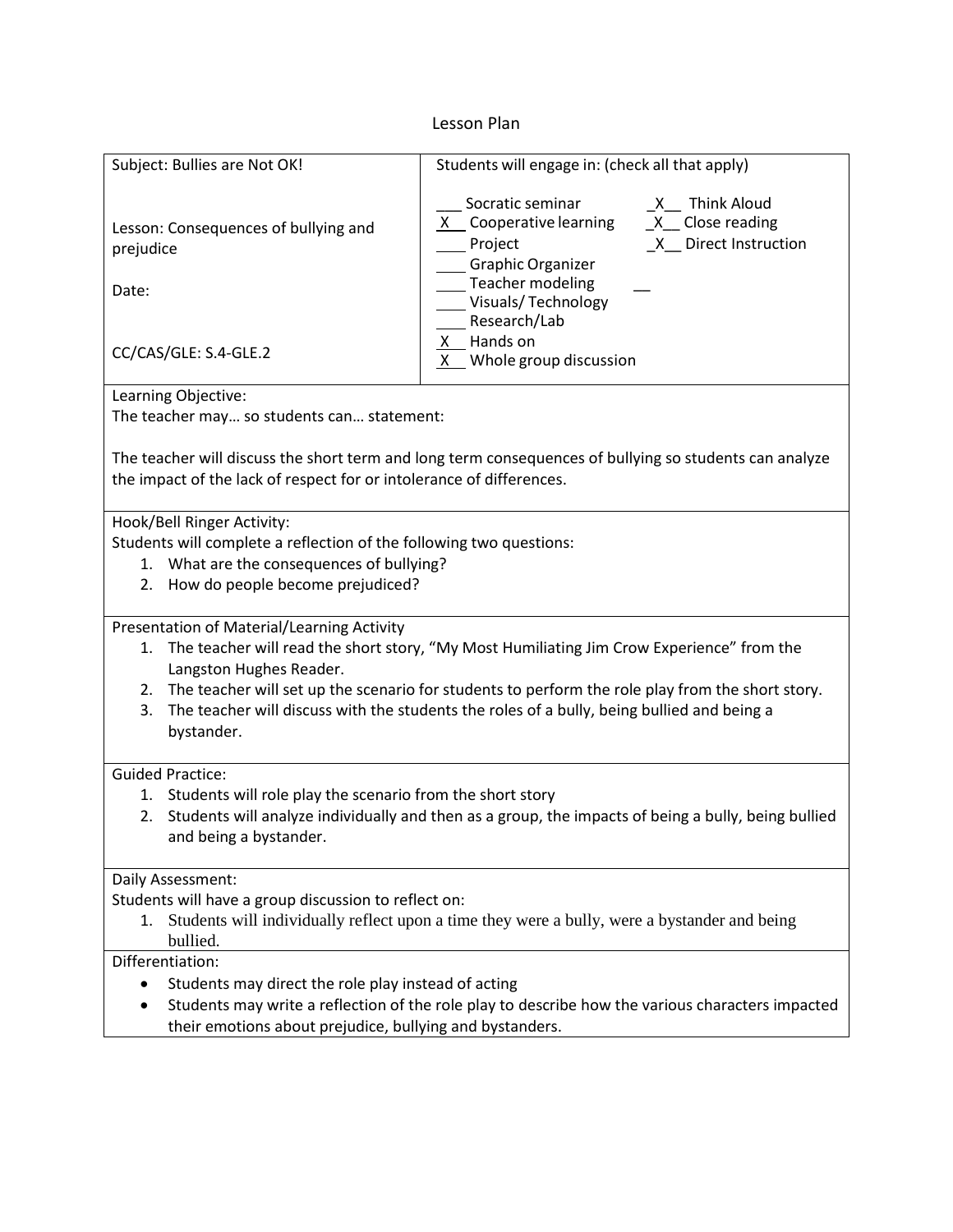# Lesson Plan

| Subject: Bullies are Not OK!<br><br>Lesson: Consequences of bullying and prejudice<br><br>Date:<br><br>CC/CAS/GLE: S.4-GLE.2 | Students will engage in: (check all that apply)<br><br>___ Socratic seminar<br>_X_ Cooperative learning<br>___ Project<br>___ Graphic Organizer<br>___ Teacher modeling<br>___ Visuals/ Technology<br>___ Research/Lab<br>_X_ Hands on<br>_X_ Whole group discussion<br>_X_ Think Aloud<br>_X_ Close reading<br>_X_ Direct Instruction |
|---|---|

**Learning Objective:**
The teacher may… so students can… statement:

The teacher will discuss the short term and long term consequences of bullying so students can analyze the impact of the lack of respect for or intolerance of differences.

**Hook/Bell Ringer Activity:**
Students will complete a reflection of the following two questions:

1. What are the consequences of bullying?
2. How do people become prejudiced?

**Presentation of Material/Learning Activity**

1. The teacher will read the short story, "My Most Humiliating Jim Crow Experience" from the Langston Hughes Reader.
2. The teacher will set up the scenario for students to perform the role play from the short story.
3. The teacher will discuss with the students the roles of a bully, being bullied and being a bystander.

**Guided Practice:**

1. Students will role play the scenario from the short story
2. Students will analyze individually and then as a group, the impacts of being a bully, being bullied and being a bystander.

**Daily Assessment:**
Students will have a group discussion to reflect on:

1. Students will individually reflect upon a time they were a bully, were a bystander and being bullied.

**Differentiation:**

- Students may direct the role play instead of acting
- Students may write a reflection of the role play to describe how the various characters impacted their emotions about prejudice, bullying and bystanders.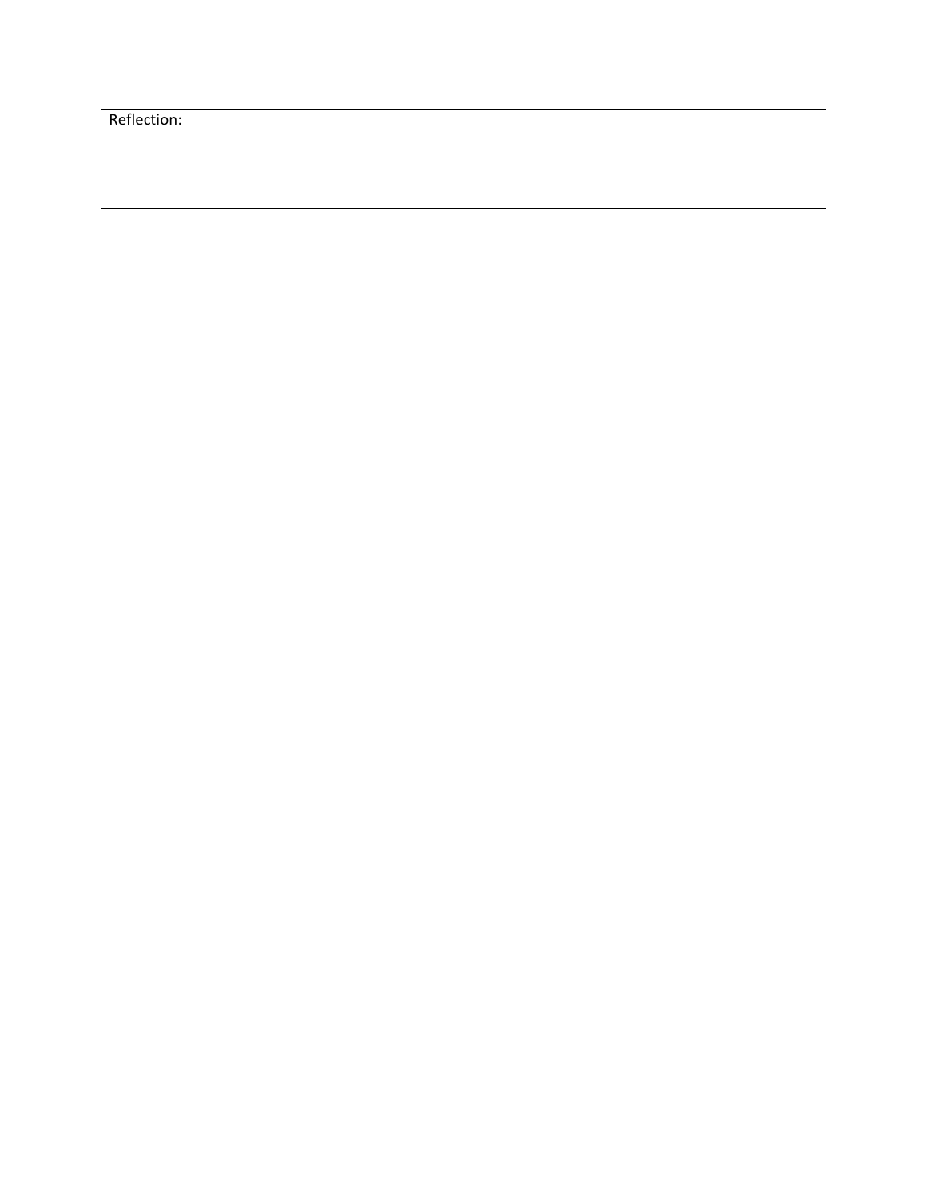Reflection: